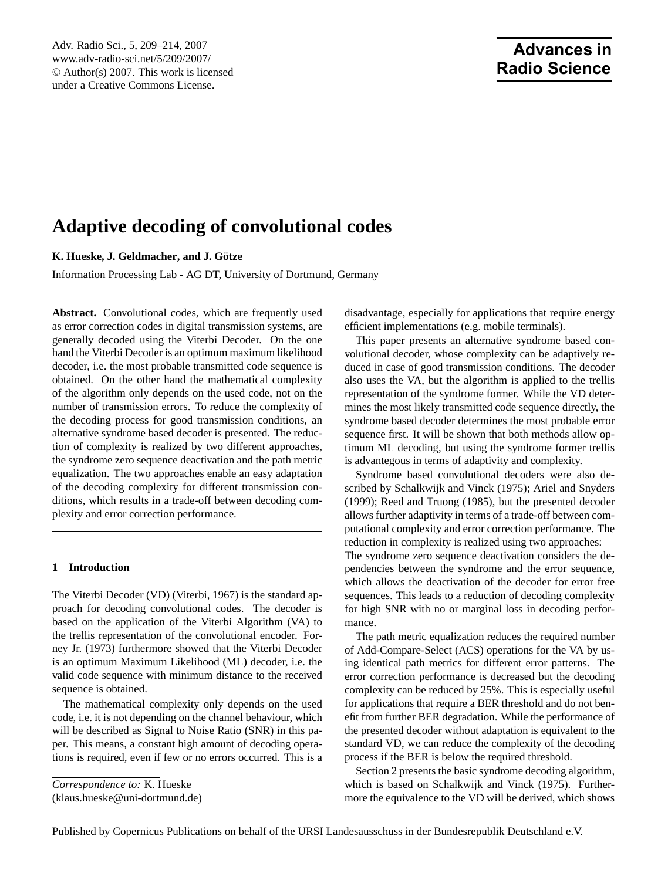# Adaptive decoding of convolutional codes

**K. Hueske, J. Geldmacher, and J. Götze**

Information Processing Lab - AG DT, University of Dortmund, Germany

**Abstract.** Convolutional codes, which are frequently used as error correction codes in digital transmission systems, are generally decoded using the Viterbi Decoder. On the one hand the Viterbi Decoder is an optimum maximum likelihood decoder, i.e. the most probable transmitted code sequence is obtained. On the other hand the mathematical complexity of the algorithm only depends on the used code, not on the number of transmission errors. To reduce the complexity of the decoding process for good transmission conditions, an alternative syndrome based decoder is presented. The reduction of complexity is realized by two different approaches, the syndrome zero sequence deactivation and the path metric equalization. The two approaches enable an easy adaptation of the decoding complexity for different transmission conditions, which results in a trade-off between decoding complexity and error correction performance.

## 1 Introduction

The Viterbi Decoder (VD) (Viterbi, 1967) is the standard approach for decoding convolutional codes. The decoder is based on the application of the Viterbi Algorithm (VA) to the trellis representation of the convolutional encoder. Forney Jr. (1973) furthermore showed that the Viterbi Decoder is an optimum Maximum Likelihood (ML) decoder, i.e. the valid code sequence with minimum distance to the received sequence is obtained.

The mathematical complexity only depends on the used code, i.e. it is not depending on the channel behaviour, which will be described as Signal to Noise Ratio (SNR) in this paper. This means, a constant high amount of decoding operations is required, even if few or no errors occurred. This is a disadvantage, especially for applications that require energy efficient implementations (e.g. mobile terminals).

This paper presents an alternative syndrome based convolutional decoder, whose complexity can be adaptively reduced in case of good transmission conditions. The decoder also uses the VA, but the algorithm is applied to the trellis representation of the syndrome former. While the VD determines the most likely transmitted code sequence directly, the syndrome based decoder determines the most probable error sequence first. It will be shown that both methods allow optimum ML decoding, but using the syndrome former trellis is advantegous in terms of adaptivity and complexity.

Syndrome based convolutional decoders were also described by Schalkwijk and Vinck (1975); Ariel and Snyders (1999); Reed and Truong (1985), but the presented decoder allows further adaptivity in terms of a trade-off between computational complexity and error correction performance. The reduction in complexity is realized using two approaches:
The syndrome zero sequence deactivation considers the dependencies between the syndrome and the error sequence, which allows the deactivation of the decoder for error free sequences. This leads to a reduction of decoding complexity for high SNR with no or marginal loss in decoding performance.

The path metric equalization reduces the required number of Add-Compare-Select (ACS) operations for the VA by using identical path metrics for different error patterns. The error correction performance is decreased but the decoding complexity can be reduced by 25%. This is especially useful for applications that require a BER threshold and do not benefit from further BER degradation. While the performance of the presented decoder without adaptation is equivalent to the standard VD, we can reduce the complexity of the decoding process if the BER is below the required threshold.

Section 2 presents the basic syndrome decoding algorithm, which is based on Schalkwijk and Vinck (1975). Furthermore the equivalence to the VD will be derived, which shows

*Correspondence to:* K. Hueske
(klaus.hueske@uni-dortmund.de)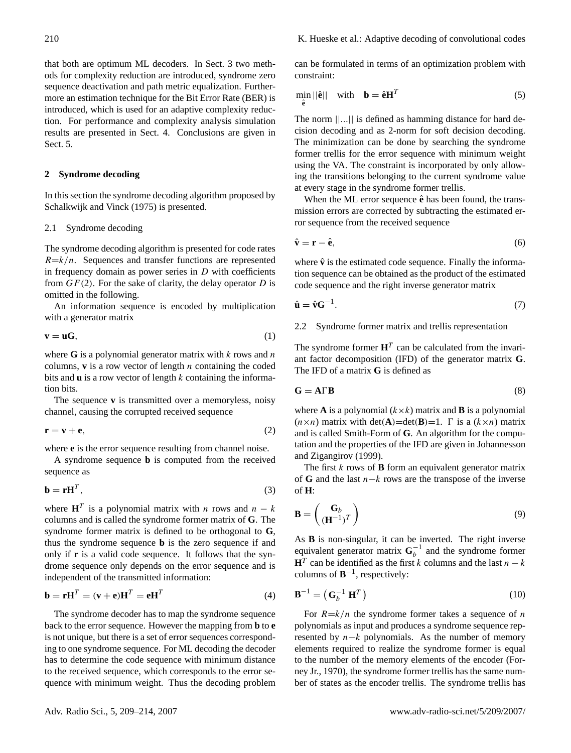that both are optimum ML decoders. In Sect. 3 two methods for complexity reduction are introduced, syndrome zero sequence deactivation and path metric equalization. Furthermore an estimation technique for the Bit Error Rate (BER) is introduced, which is used for an adaptive complexity reduction. For performance and complexity analysis simulation results are presented in Sect. 4. Conclusions are given in Sect. 5.

## 2 Syndrome decoding

In this section the syndrome decoding algorithm proposed by Schalkwijk and Vinck (1975) is presented.

### 2.1 Syndrome decoding

The syndrome decoding algorithm is presented for code rates $R{=}k/n$. Sequences and transfer functions are represented in frequency domain as power series in $D$ with coefficients from $GF(2)$. For the sake of clarity, the delay operator $D$ is omitted in the following.

An information sequence is encoded by multiplication with a generator matrix

$$\mathbf{v} = \mathbf{u}\mathbf{G}, \tag{1}$$

where $\mathbf{G}$ is a polynomial generator matrix with $k$ rows and $n$ columns, $\mathbf{v}$ is a row vector of length $n$ containing the coded bits and $\mathbf{u}$ is a row vector of length $k$ containing the information bits.

The sequence $\mathbf{v}$ is transmitted over a memoryless, noisy channel, causing the corrupted received sequence

$$\mathbf{r} = \mathbf{v} + \mathbf{e}, \tag{2}$$

where $\mathbf{e}$ is the error sequence resulting from channel noise.

A syndrome sequence $\mathbf{b}$ is computed from the received sequence as

$$\mathbf{b} = \mathbf{r}\mathbf{H}^T, \tag{3}$$

where $\mathbf{H}^T$ is a polynomial matrix with $n$ rows and $n-k$ columns and is called the syndrome former matrix of $\mathbf{G}$. The syndrome former matrix is defined to be orthogonal to $\mathbf{G}$, thus the syndrome sequence $\mathbf{b}$ is the zero sequence if and only if $\mathbf{r}$ is a valid code sequence. It follows that the syndrome sequence only depends on the error sequence and is independent of the transmitted information:

$$\mathbf{b} = \mathbf{r}\mathbf{H}^T = (\mathbf{v} + \mathbf{e})\mathbf{H}^T = \mathbf{e}\mathbf{H}^T \tag{4}$$

The syndrome decoder has to map the syndrome sequence back to the error sequence. However the mapping from $\mathbf{b}$ to $\mathbf{e}$ is not unique, but there is a set of error sequences corresponding to one syndrome sequence. For ML decoding the decoder has to determine the code sequence with minimum distance to the received sequence, which corresponds to the error sequence with minimum weight. Thus the decoding problem can be formulated in terms of an optimization problem with constraint:

$$\min_{\hat{\mathbf{e}}} ||\hat{\mathbf{e}}|| \quad \text{with} \quad \mathbf{b} = \hat{\mathbf{e}}\mathbf{H}^T \tag{5}$$

The norm $||...||$ is defined as hamming distance for hard decision decoding and as 2-norm for soft decision decoding. The minimization can be done by searching the syndrome former trellis for the error sequence with minimum weight using the VA. The constraint is incorporated by only allowing the transitions belonging to the current syndrome value at every stage in the syndrome former trellis.

When the ML error sequence $\hat{\mathbf{e}}$ has been found, the transmission errors are corrected by subtracting the estimated error sequence from the received sequence

$$\hat{\mathbf{v}} = \mathbf{r} - \hat{\mathbf{e}}, \tag{6}$$

where $\hat{\mathbf{v}}$ is the estimated code sequence. Finally the information sequence can be obtained as the product of the estimated code sequence and the right inverse generator matrix

$$\hat{\mathbf{u}} = \hat{\mathbf{v}}\mathbf{G}^{-1}. \tag{7}$$

### 2.2 Syndrome former matrix and trellis representation

The syndrome former $\mathbf{H}^T$ can be calculated from the invariant factor decomposition (IFD) of the generator matrix $\mathbf{G}$. The IFD of a matrix $\mathbf{G}$ is defined as

$$\mathbf{G} = \mathbf{A}\Gamma\mathbf{B} \tag{8}$$

where $\mathbf{A}$ is a polynomial $(k{\times}k)$ matrix and $\mathbf{B}$ is a polynomial $(n{\times}n)$ matrix with $\det(\mathbf{A}){=}\det(\mathbf{B}){=}1$. $\Gamma$ is a $(k{\times}n)$ matrix and is called Smith-Form of $\mathbf{G}$. An algorithm for the computation and the properties of the IFD are given in Johannesson and Zigangirov (1999).

The first $k$ rows of $\mathbf{B}$ form an equivalent generator matrix of $\mathbf{G}$ and the last $n{-}k$ rows are the transpose of the inverse of $\mathbf{H}$:

$$\mathbf{B} = \begin{pmatrix} \mathbf{G}_b \\ (\mathbf{H}^{-1})^T \end{pmatrix} \tag{9}$$

As $\mathbf{B}$ is non-singular, it can be inverted. The right inverse equivalent generator matrix $\mathbf{G}_b^{-1}$ and the syndrome former $\mathbf{H}^T$ can be identified as the first $k$ columns and the last $n-k$ columns of $\mathbf{B}^{-1}$, respectively:

$$\mathbf{B}^{-1} = \begin{pmatrix} \mathbf{G}_b^{-1} & \mathbf{H}^T \end{pmatrix} \tag{10}$$

For $R{=}k/n$ the syndrome former takes a sequence of $n$ polynomials as input and produces a syndrome sequence represented by $n{-}k$ polynomials. As the number of memory elements required to realize the syndrome former is equal to the number of the memory elements of the encoder (Forney Jr., 1970), the syndrome former trellis has the same number of states as the encoder trellis. The syndrome trellis has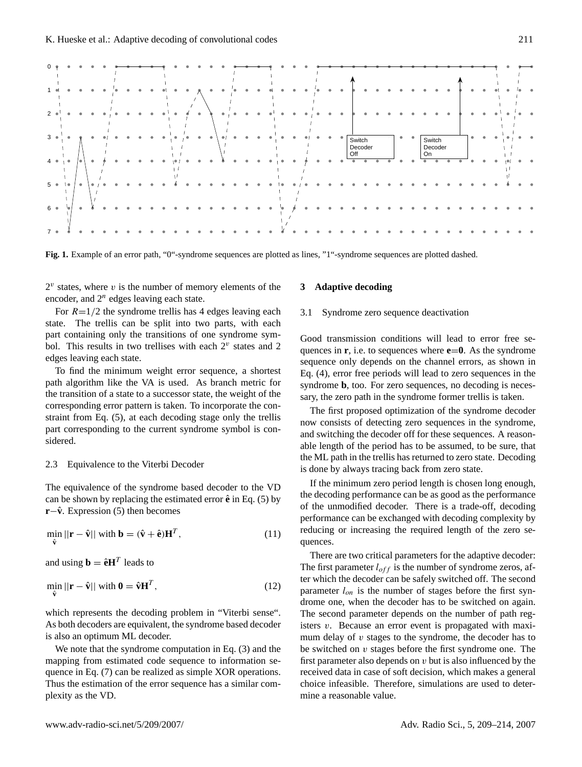Fig. 1. Example of an error path, "0"-syndrome sequences are plotted as lines, "1"-syndrome sequences are plotted dashed.

$2^v$ states, where $v$ is the number of memory elements of the encoder, and $2^n$ edges leaving each state.

For $R=1/2$ the syndrome trellis has 4 edges leaving each state. The trellis can be split into two parts, with each part containing only the transitions of one syndrome symbol. This results in two trellises with each $2^v$ states and 2 edges leaving each state.

To find the minimum weight error sequence, a shortest path algorithm like the VA is used. As branch metric for the transition of a state to a successor state, the weight of the corresponding error pattern is taken. To incorporate the constraint from Eq. (5), at each decoding stage only the trellis part corresponding to the current syndrome symbol is considered.

### 2.3 Equivalence to the Viterbi Decoder

The equivalence of the syndrome based decoder to the VD can be shown by replacing the estimated error $\hat{\mathbf{e}}$ in Eq. (5) by $\mathbf{r}-\hat{\mathbf{v}}$. Expression (5) then becomes

$$\min_{\hat{\mathbf{v}}} ||\mathbf{r} - \hat{\mathbf{v}}|| \text{ with } \mathbf{b} = (\hat{\mathbf{v}} + \hat{\mathbf{e}})\mathbf{H}^T, \tag{11}$$

and using $\mathbf{b} = \hat{\mathbf{e}}\mathbf{H}^T$ leads to

$$\min_{\hat{\mathbf{v}}} ||\mathbf{r} - \hat{\mathbf{v}}|| \text{ with } \mathbf{0} = \hat{\mathbf{v}}\mathbf{H}^T, \tag{12}$$

which represents the decoding problem in "Viterbi sense". As both decoders are equivalent, the syndrome based decoder is also an optimum ML decoder.

We note that the syndrome computation in Eq. (3) and the mapping from estimated code sequence to information sequence in Eq. (7) can be realized as simple XOR operations. Thus the estimation of the error sequence has a similar complexity as the VD.

## 3 Adaptive decoding

### 3.1 Syndrome zero sequence deactivation

Good transmission conditions will lead to error free sequences in $\mathbf{r}$, i.e. to sequences where $\mathbf{e}=\mathbf{0}$. As the syndrome sequence only depends on the channel errors, as shown in Eq. (4), error free periods will lead to zero sequences in the syndrome $\mathbf{b}$, too. For zero sequences, no decoding is necessary, the zero path in the syndrome former trellis is taken.

The first proposed optimization of the syndrome decoder now consists of detecting zero sequences in the syndrome, and switching the decoder off for these sequences. A reasonable length of the period has to be assumed, to be sure, that the ML path in the trellis has returned to zero state. Decoding is done by always tracing back from zero state.

If the minimum zero period length is chosen long enough, the decoding performance can be as good as the performance of the unmodified decoder. There is a trade-off, decoding performance can be exchanged with decoding complexity by reducing or increasing the required length of the zero sequences.

There are two critical parameters for the adaptive decoder: The first parameter $l_{off}$ is the number of syndrome zeros, after which the decoder can be safely switched off. The second parameter $l_{on}$ is the number of stages before the first syndrome one, when the decoder has to be switched on again. The second parameter depends on the number of path registers $v$. Because an error event is propagated with maximum delay of $v$ stages to the syndrome, the decoder has to be switched on $v$ stages before the first syndrome one. The first parameter also depends on $v$ but is also influenced by the received data in case of soft decision, which makes a general choice infeasible. Therefore, simulations are used to determine a reasonable value.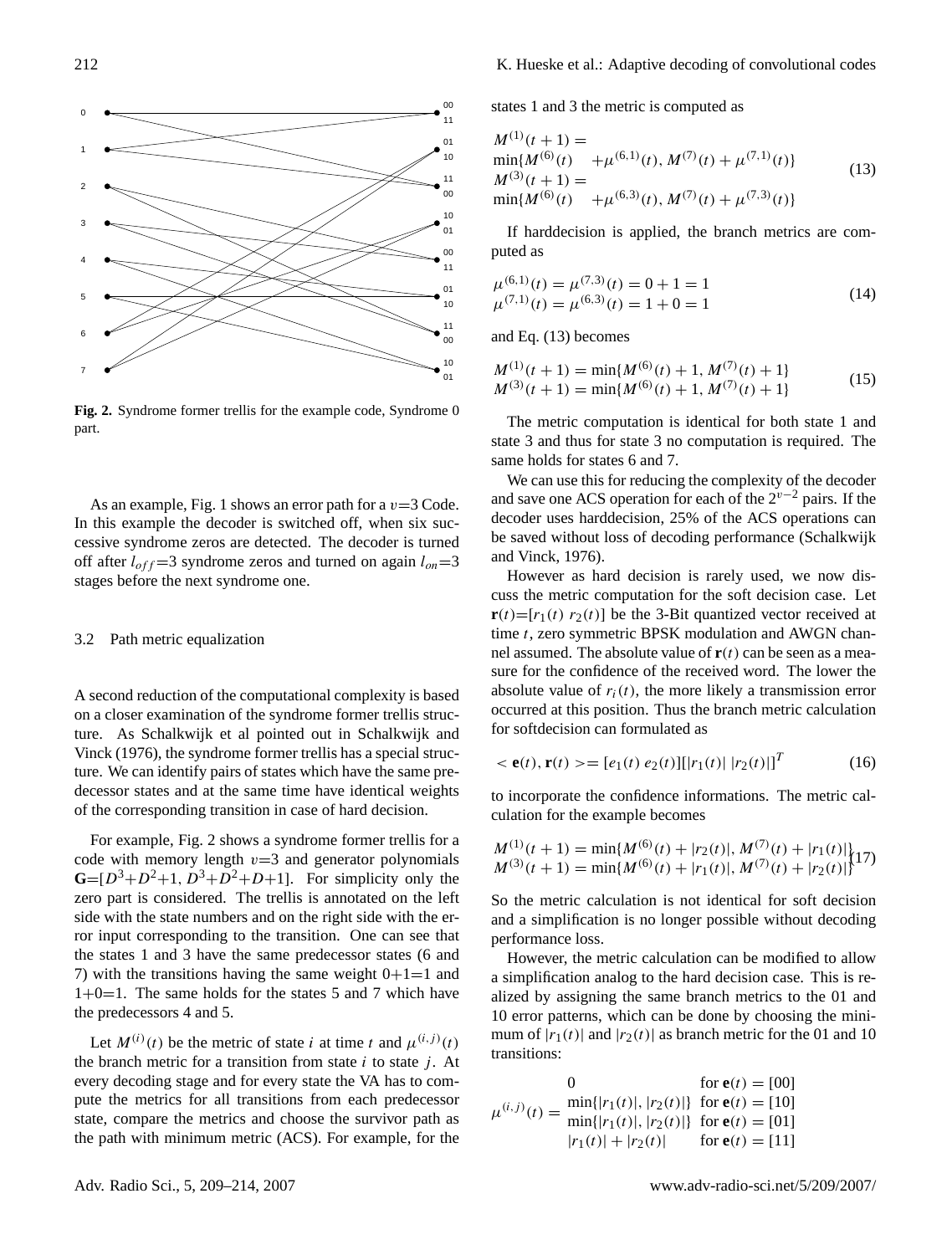Fig. 2. Syndrome former trellis for the example code, Syndrome 0 part.

As an example, Fig. 1 shows an error path for a $v$=3 Code. In this example the decoder is switched off, when six successive syndrome zeros are detected. The decoder is turned off after $l_{off}$=3 syndrome zeros and turned on again $l_{on}$=3 stages before the next syndrome one.

### 3.2 Path metric equalization

A second reduction of the computational complexity is based on a closer examination of the syndrome former trellis structure. As Schalkwijk et al pointed out in Schalkwijk and Vinck (1976), the syndrome former trellis has a special structure. We can identify pairs of states which have the same predecessor states and at the same time have identical weights of the corresponding transition in case of hard decision.

For example, Fig. 2 shows a syndrome former trellis for a code with memory length $v$=3 and generator polynomials $\mathbf{G}=[D^3+D^2+1, D^3+D^2+D+1]$. For simplicity only the zero part is considered. The trellis is annotated on the left side with the state numbers and on the right side with the error input corresponding to the transition. One can see that the states 1 and 3 have the same predecessor states (6 and 7) with the transitions having the same weight 0+1=1 and 1+0=1. The same holds for the states 5 and 7 which have the predecessors 4 and 5.

Let $M^{(i)}(t)$ be the metric of state $i$ at time $t$ and $\mu^{(i,j)}(t)$ the branch metric for a transition from state $i$ to state $j$. At every decoding stage and for every state the VA has to compute the metrics for all transitions from each predecessor state, compare the metrics and choose the survivor path as the path with minimum metric (ACS). For example, for the states 1 and 3 the metric is computed as

$$
\begin{aligned}
&M^{(1)}(t+1) = \\
&\min\{M^{(6)}(t) \quad +\mu^{(6,1)}(t), M^{(7)}(t) + \mu^{(7,1)}(t)\} \\
&M^{(3)}(t+1) = \\
&\min\{M^{(6)}(t) \quad +\mu^{(6,3)}(t), M^{(7)}(t) + \mu^{(7,3)}(t)\}
\end{aligned}
\tag{13}
$$

If harddecision is applied, the branch metrics are computed as

$$
\begin{aligned}
\mu^{(6,1)}(t) &= \mu^{(7,3)}(t) = 0 + 1 = 1 \\
\mu^{(7,1)}(t) &= \mu^{(6,3)}(t) = 1 + 0 = 1
\end{aligned}
\tag{14}
$$

and Eq. (13) becomes

$$
\begin{aligned}
M^{(1)}(t+1) &= \min\{M^{(6)}(t) + 1, M^{(7)}(t) + 1\} \\
M^{(3)}(t+1) &= \min\{M^{(6)}(t) + 1, M^{(7)}(t) + 1\}
\end{aligned}
\tag{15}
$$

The metric computation is identical for both state 1 and state 3 and thus for state 3 no computation is required. The same holds for states 6 and 7.

We can use this for reducing the complexity of the decoder and save one ACS operation for each of the $2^{v-2}$ pairs. If the decoder uses harddecision, 25% of the ACS operations can be saved without loss of decoding performance (Schalkwijk and Vinck, 1976).

However as hard decision is rarely used, we now discuss the metric computation for the soft decision case. Let $\mathbf{r}(t)=[r_1(t)\ r_2(t)]$ be the 3-Bit quantized vector received at time $t$, zero symmetric BPSK modulation and AWGN channel assumed. The absolute value of $\mathbf{r}(t)$ can be seen as a measure for the confidence of the received word. The lower the absolute value of $r_i(t)$, the more likely a transmission error occurred at this position. Thus the branch metric calculation for softdecision can formulated as

$$
<\mathbf{e}(t), \mathbf{r}(t)> = [e_1(t)\ e_2(t)][|r_1(t)|\ |r_2(t)|]^T \tag{16}
$$

to incorporate the confidence informations. The metric calculation for the example becomes

$$
\begin{aligned}
M^{(1)}(t+1) &= \min\{M^{(6)}(t) + |r_2(t)|, M^{(7)}(t) + |r_1(t)|\} \\
M^{(3)}(t+1) &= \min\{M^{(6)}(t) + |r_1(t)|, M^{(7)}(t) + |r_2(t)|\}
\end{aligned}
\tag{17}
$$

So the metric calculation is not identical for soft decision and a simplification is no longer possible without decoding performance loss.

However, the metric calculation can be modified to allow a simplification analog to the hard decision case. This is realized by assigning the same branch metrics to the 01 and 10 error patterns, which can be done by choosing the minimum of $|r_1(t)|$ and $|r_2(t)|$ as branch metric for the 01 and 10 transitions:

$$
\mu^{(i,j)}(t) = \begin{array}{ll}
0 & \text{for } \mathbf{e}(t) = [00] \\
\min\{|r_1(t)|, |r_2(t)|\} & \text{for } \mathbf{e}(t) = [10] \\
\min\{|r_1(t)|, |r_2(t)|\} & \text{for } \mathbf{e}(t) = [01] \\
|r_1(t)| + |r_2(t)| & \text{for } \mathbf{e}(t) = [11]
\end{array}
$$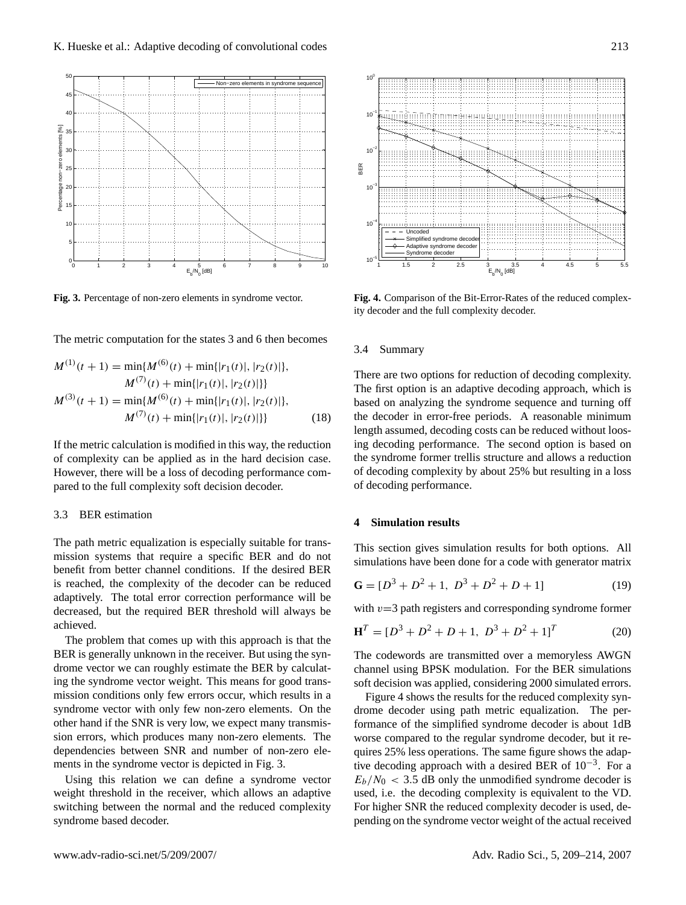**Fig. 3.** Percentage of non-zero elements in syndrome vector.

**Fig. 4.** Comparison of the Bit-Error-Rates of the reduced complexity decoder and the full complexity decoder.

The metric computation for the states 3 and 6 then becomes

$$
\begin{aligned}
M^{(1)}(t+1) &= \min\{M^{(6)}(t) + \min\{|r_1(t)|, |r_2(t)|\}, \\
&\qquad M^{(7)}(t) + \min\{|r_1(t)|, |r_2(t)|\}\} \\
M^{(3)}(t+1) &= \min\{M^{(6)}(t) + \min\{|r_1(t)|, |r_2(t)|\}, \\
&\qquad M^{(7)}(t) + \min\{|r_1(t)|, |r_2(t)|\}\}
\end{aligned}
\tag{18}
$$

If the metric calculation is modified in this way, the reduction of complexity can be applied as in the hard decision case. However, there will be a loss of decoding performance compared to the full complexity soft decision decoder.

### 3.3 BER estimation

The path metric equalization is especially suitable for transmission systems that require a specific BER and do not benefit from better channel conditions. If the desired BER is reached, the complexity of the decoder can be reduced adaptively. The total error correction performance will be decreased, but the required BER threshold will always be achieved.

The problem that comes up with this approach is that the BER is generally unknown in the receiver. But using the syndrome vector we can roughly estimate the BER by calculating the syndrome vector weight. This means for good transmission conditions only few errors occur, which results in a syndrome vector with only few non-zero elements. On the other hand if the SNR is very low, we expect many transmission errors, which produces many non-zero elements. The dependencies between SNR and number of non-zero elements in the syndrome vector is depicted in Fig. 3.

Using this relation we can define a syndrome vector weight threshold in the receiver, which allows an adaptive switching between the normal and the reduced complexity syndrome based decoder.

### 3.4 Summary

There are two options for reduction of decoding complexity. The first option is an adaptive decoding approach, which is based on analyzing the syndrome sequence and turning off the decoder in error-free periods. A reasonable minimum length assumed, decoding costs can be reduced without loosing decoding performance. The second option is based on the syndrome former trellis structure and allows a reduction of decoding complexity by about 25% but resulting in a loss of decoding performance.

## 4 Simulation results

This section gives simulation results for both options. All simulations have been done for a code with generator matrix

$$
\mathbf{G} = [D^3 + D^2 + 1,\ D^3 + D^2 + D + 1] \tag{19}
$$

with $v$=3 path registers and corresponding syndrome former

$$
\mathbf{H}^T = [D^3 + D^2 + D + 1,\ D^3 + D^2 + 1]^T \tag{20}
$$

The codewords are transmitted over a memoryless AWGN channel using BPSK modulation. For the BER simulations soft decision was applied, considering 2000 simulated errors.

Figure 4 shows the results for the reduced complexity syndrome decoder using path metric equalization. The performance of the simplified syndrome decoder is about 1dB worse compared to the regular syndrome decoder, but it requires 25% less operations. The same figure shows the adaptive decoding approach with a desired BER of $10^{-3}$. For a $E_b/N_0 < 3.5$ dB only the unmodified syndrome decoder is used, i.e. the decoding complexity is equivalent to the VD. For higher SNR the reduced complexity decoder is used, depending on the syndrome vector weight of the actual received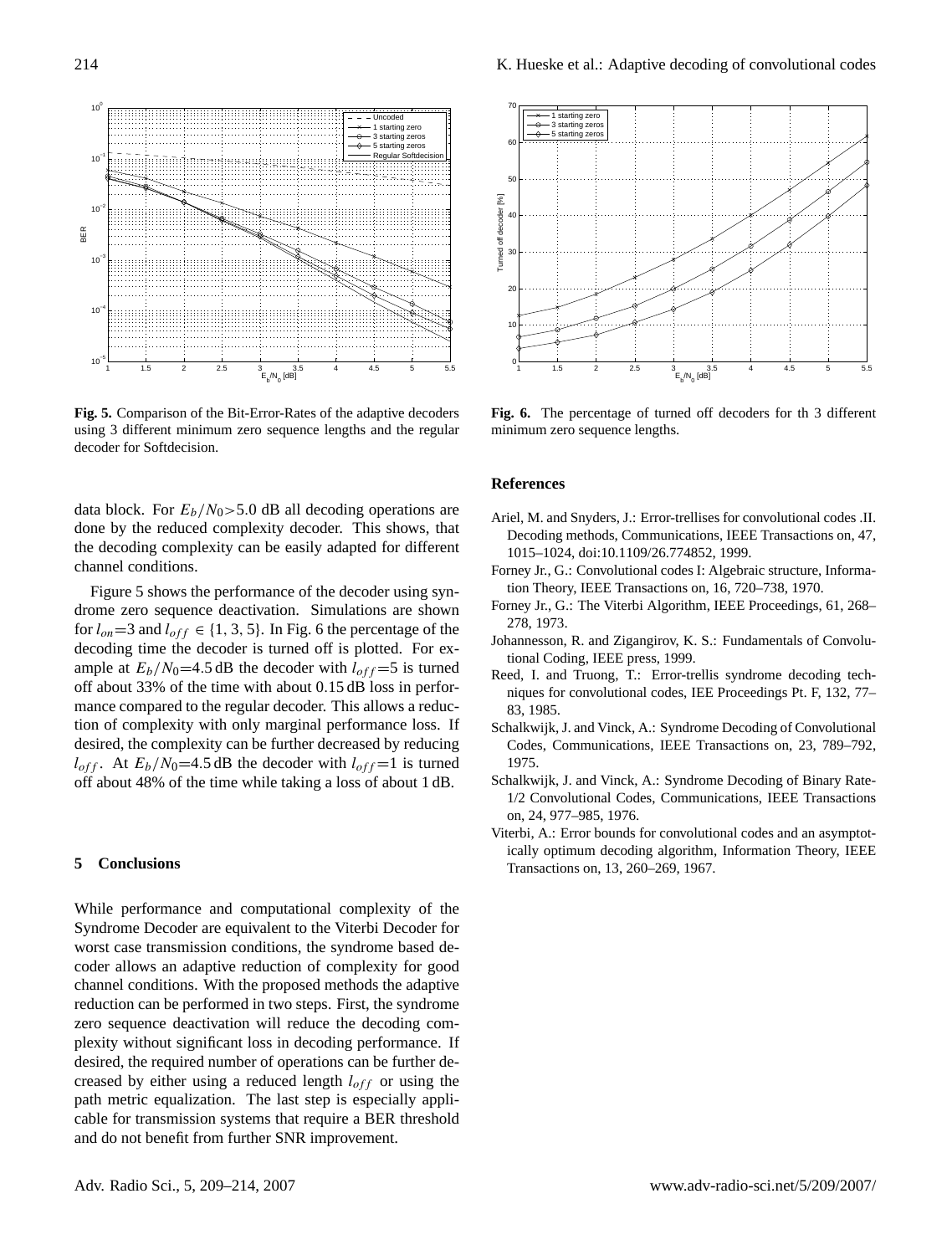10^0

10^-1

10^-2

10^-3

10^-4

10^-5

BER

1 1.5 2 2.5 3 3.5 4 4.5 5 5.5

E_b/N_0 [dB]

Uncoded
1 starting zero
3 starting zeros
5 starting zeros
Regular Softdecision

**Fig. 5.** Comparison of the Bit-Error-Rates of the adaptive decoders using 3 different minimum zero sequence lengths and the regular decoder for Softdecision.

70
60
50
40
30
20
10
0

Turned off decoder [%]

1 1.5 2 2.5 3 3.5 4 4.5 5 5.5

E_b/N_0 [dB]

1 starting zero
3 starting zeros
5 starting zeros

**Fig. 6.** The percentage of turned off decoders for th 3 different minimum zero sequence lengths.

data block. For $E_b/N_0>5.0$ dB all decoding operations are done by the reduced complexity decoder. This shows, that the decoding complexity can be easily adapted for different channel conditions.

Figure 5 shows the performance of the decoder using syndrome zero sequence deactivation. Simulations are shown for $l_{on}=3$ and $l_{off} \in \{1, 3, 5\}$. In Fig. 6 the percentage of the decoding time the decoder is turned off is plotted. For example at $E_b/N_0=4.5$ dB the decoder with $l_{off}=5$ is turned off about 33% of the time with about 0.15 dB loss in performance compared to the regular decoder. This allows a reduction of complexity with only marginal performance loss. If desired, the complexity can be further decreased by reducing $l_{off}$. At $E_b/N_0=4.5$ dB the decoder with $l_{off}=1$ is turned off about 48% of the time while taking a loss of about 1 dB.

## 5 Conclusions

While performance and computational complexity of the Syndrome Decoder are equivalent to the Viterbi Decoder for worst case transmission conditions, the syndrome based decoder allows an adaptive reduction of complexity for good channel conditions. With the proposed methods the adaptive reduction can be performed in two steps. First, the syndrome zero sequence deactivation will reduce the decoding complexity without significant loss in decoding performance. If desired, the required number of operations can be further decreased by either using a reduced length $l_{off}$ or using the path metric equalization. The last step is especially applicable for transmission systems that require a BER threshold and do not benefit from further SNR improvement.

## References

Ariel, M. and Snyders, J.: Error-trellises for convolutional codes .II. Decoding methods, Communications, IEEE Transactions on, 47, 1015–1024, doi:10.1109/26.774852, 1999.

Forney Jr., G.: Convolutional codes I: Algebraic structure, Information Theory, IEEE Transactions on, 16, 720–738, 1970.

Forney Jr., G.: The Viterbi Algorithm, IEEE Proceedings, 61, 268–278, 1973.

Johannesson, R. and Zigangirov, K. S.: Fundamentals of Convolutional Coding, IEEE press, 1999.

Reed, I. and Truong, T.: Error-trellis syndrome decoding techniques for convolutional codes, IEE Proceedings Pt. F, 132, 77–83, 1985.

Schalkwijk, J. and Vinck, A.: Syndrome Decoding of Convolutional Codes, Communications, IEEE Transactions on, 23, 789–792, 1975.

Schalkwijk, J. and Vinck, A.: Syndrome Decoding of Binary Rate-1/2 Convolutional Codes, Communications, IEEE Transactions on, 24, 977–985, 1976.

Viterbi, A.: Error bounds for convolutional codes and an asymptotically optimum decoding algorithm, Information Theory, IEEE Transactions on, 13, 260–269, 1967.